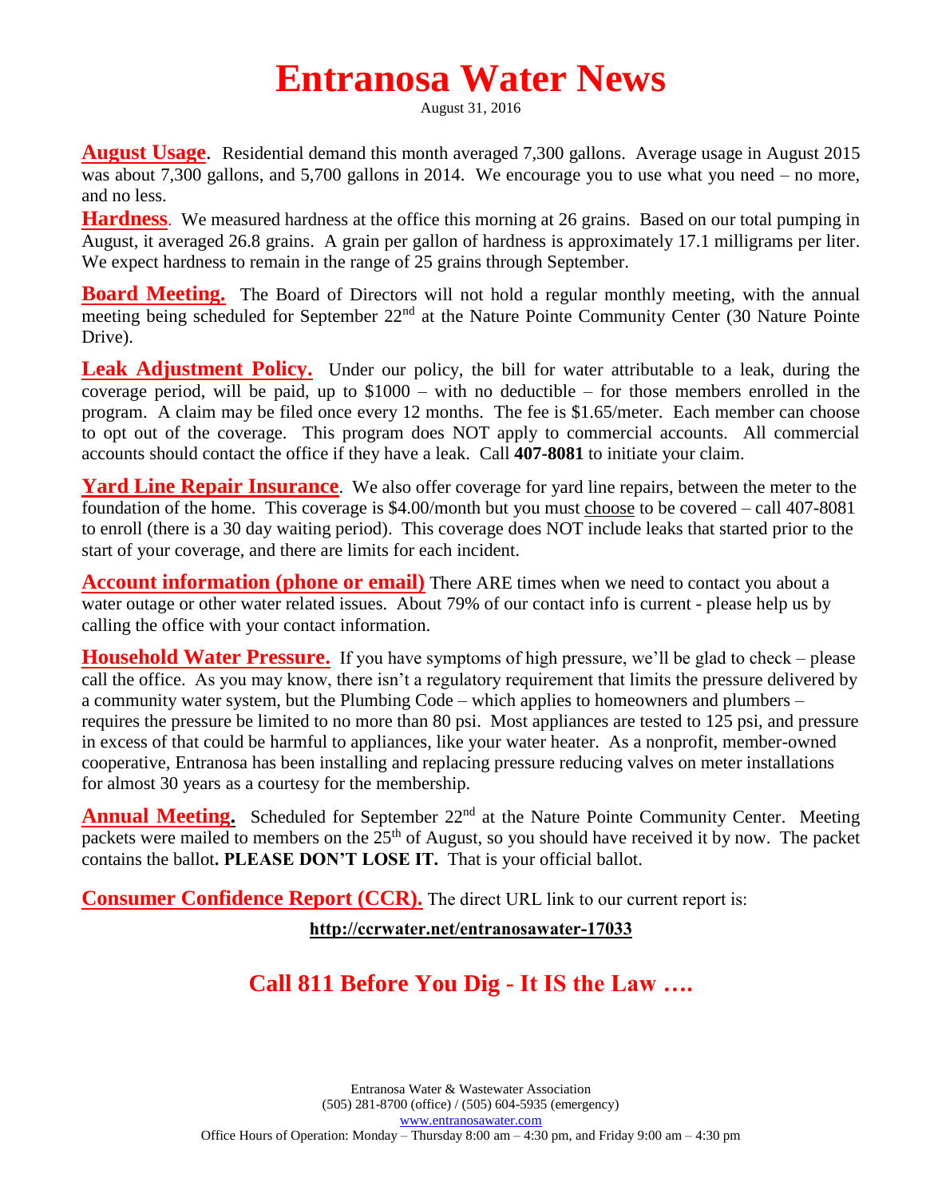# Entranosa Water News

August 31, 2016

**August Usage**. Residential demand this month averaged 7,300 gallons. Average usage in August 2015 was about 7,300 gallons, and 5,700 gallons in 2014. We encourage you to use what you need – no more, and no less.

**Hardness**. We measured hardness at the office this morning at 26 grains. Based on our total pumping in August, it averaged 26.8 grains. A grain per gallon of hardness is approximately 17.1 milligrams per liter. We expect hardness to remain in the range of 25 grains through September.

**Board Meeting.** The Board of Directors will not hold a regular monthly meeting, with the annual meeting being scheduled for September 22nd at the Nature Pointe Community Center (30 Nature Pointe Drive).

**Leak Adjustment Policy.** Under our policy, the bill for water attributable to a leak, during the coverage period, will be paid, up to $1000 – with no deductible – for those members enrolled in the program. A claim may be filed once every 12 months. The fee is $1.65/meter. Each member can choose to opt out of the coverage. This program does NOT apply to commercial accounts. All commercial accounts should contact the office if they have a leak. Call **407-8081** to initiate your claim.

**Yard Line Repair Insurance**. We also offer coverage for yard line repairs, between the meter to the foundation of the home. This coverage is $4.00/month but you must choose to be covered – call 407-8081 to enroll (there is a 30 day waiting period). This coverage does NOT include leaks that started prior to the start of your coverage, and there are limits for each incident.

**Account information (phone or email)** There ARE times when we need to contact you about a water outage or other water related issues. About 79% of our contact info is current - please help us by calling the office with your contact information.

**Household Water Pressure.** If you have symptoms of high pressure, we'll be glad to check – please call the office. As you may know, there isn't a regulatory requirement that limits the pressure delivered by a community water system, but the Plumbing Code – which applies to homeowners and plumbers – requires the pressure be limited to no more than 80 psi. Most appliances are tested to 125 psi, and pressure in excess of that could be harmful to appliances, like your water heater. As a nonprofit, member-owned cooperative, Entranosa has been installing and replacing pressure reducing valves on meter installations for almost 30 years as a courtesy for the membership.

**Annual Meeting.** Scheduled for September 22nd at the Nature Pointe Community Center. Meeting packets were mailed to members on the 25th of August, so you should have received it by now. The packet contains the ballot**. PLEASE DON'T LOSE IT.** That is your official ballot.

**Consumer Confidence Report (CCR).** The direct URL link to our current report is:

**http://ccrwater.net/entranosawater-17033**

## Call 811 Before You Dig - It IS the Law ….

Entranosa Water & Wastewater Association
(505) 281-8700 (office) / (505) 604-5935 (emergency)
www.entranosawater.com
Office Hours of Operation: Monday – Thursday 8:00 am – 4:30 pm, and Friday 9:00 am – 4:30 pm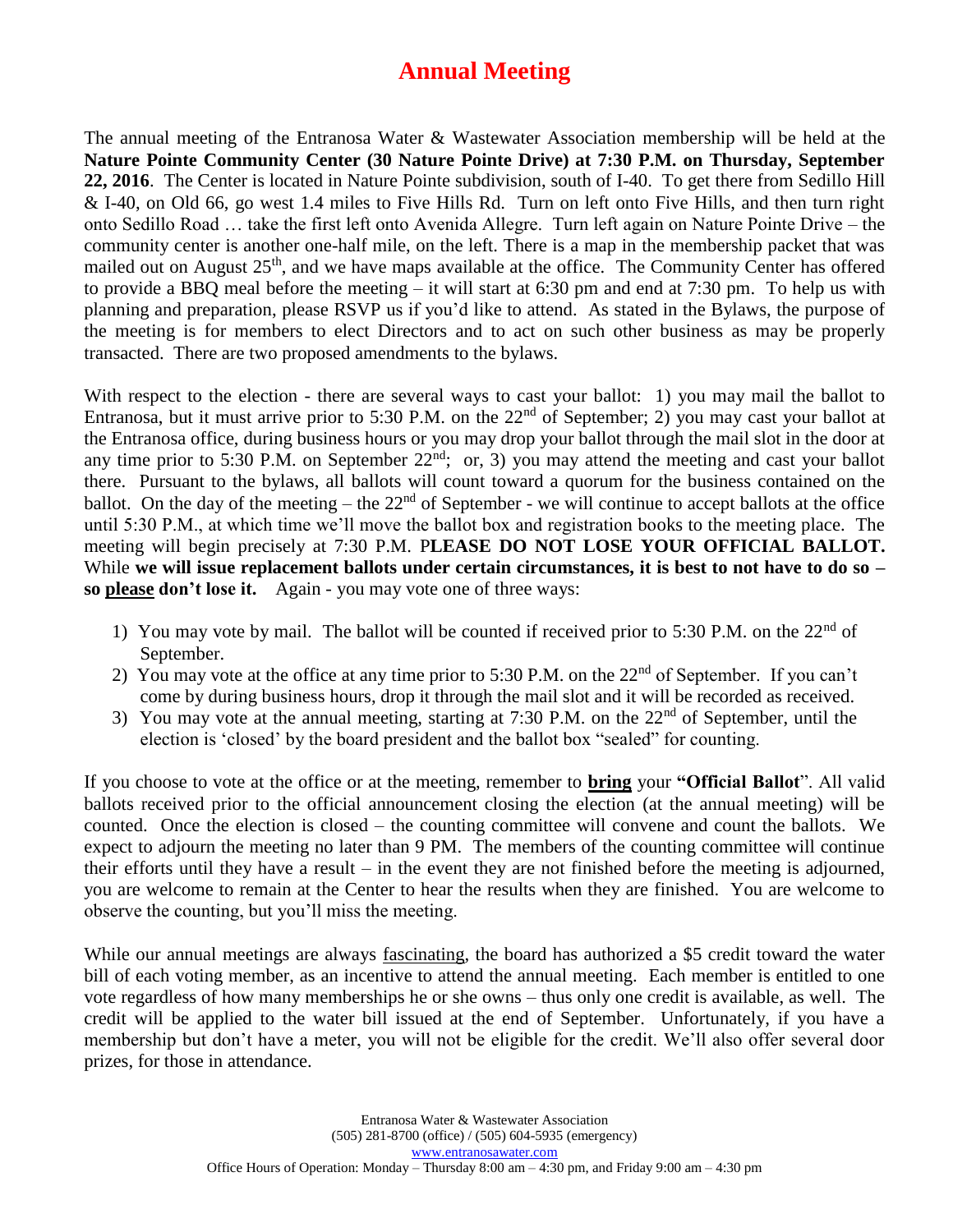# Annual Meeting

The annual meeting of the Entranosa Water & Wastewater Association membership will be held at the **Nature Pointe Community Center (30 Nature Pointe Drive) at 7:30 P.M. on Thursday, September 22, 2016**. The Center is located in Nature Pointe subdivision, south of I-40. To get there from Sedillo Hill & I-40, on Old 66, go west 1.4 miles to Five Hills Rd. Turn on left onto Five Hills, and then turn right onto Sedillo Road … take the first left onto Avenida Allegre. Turn left again on Nature Pointe Drive – the community center is another one-half mile, on the left. There is a map in the membership packet that was mailed out on August 25th, and we have maps available at the office. The Community Center has offered to provide a BBQ meal before the meeting – it will start at 6:30 pm and end at 7:30 pm. To help us with planning and preparation, please RSVP us if you'd like to attend. As stated in the Bylaws, the purpose of the meeting is for members to elect Directors and to act on such other business as may be properly transacted. There are two proposed amendments to the bylaws.

With respect to the election - there are several ways to cast your ballot: 1) you may mail the ballot to Entranosa, but it must arrive prior to 5:30 P.M. on the 22nd of September; 2) you may cast your ballot at the Entranosa office, during business hours or you may drop your ballot through the mail slot in the door at any time prior to 5:30 P.M. on September 22nd; or, 3) you may attend the meeting and cast your ballot there. Pursuant to the bylaws, all ballots will count toward a quorum for the business contained on the ballot. On the day of the meeting – the 22nd of September - we will continue to accept ballots at the office until 5:30 P.M., at which time we'll move the ballot box and registration books to the meeting place. The meeting will begin precisely at 7:30 P.M. P**LEASE DO NOT LOSE YOUR OFFICIAL BALLOT.** While **we will issue replacement ballots under certain circumstances, it is best to not have to do so – so <u>please</u> don't lose it.** Again - you may vote one of three ways:

1) You may vote by mail. The ballot will be counted if received prior to 5:30 P.M. on the 22nd of September.
2) You may vote at the office at any time prior to 5:30 P.M. on the 22nd of September. If you can't come by during business hours, drop it through the mail slot and it will be recorded as received.
3) You may vote at the annual meeting, starting at 7:30 P.M. on the 22nd of September, until the election is 'closed' by the board president and the ballot box "sealed" for counting.

If you choose to vote at the office or at the meeting, remember to **<u>bring</u>** your **"Official Ballot"**. All valid ballots received prior to the official announcement closing the election (at the annual meeting) will be counted. Once the election is closed – the counting committee will convene and count the ballots. We expect to adjourn the meeting no later than 9 PM. The members of the counting committee will continue their efforts until they have a result – in the event they are not finished before the meeting is adjourned, you are welcome to remain at the Center to hear the results when they are finished. You are welcome to observe the counting, but you'll miss the meeting.

While our annual meetings are always <u>fascinating</u>, the board has authorized a $5 credit toward the water bill of each voting member, as an incentive to attend the annual meeting. Each member is entitled to one vote regardless of how many memberships he or she owns – thus only one credit is available, as well. The credit will be applied to the water bill issued at the end of September. Unfortunately, if you have a membership but don't have a meter, you will not be eligible for the credit. We'll also offer several door prizes, for those in attendance.

Entranosa Water & Wastewater Association
(505) 281-8700 (office) / (505) 604-5935 (emergency)
www.entranosawater.com
Office Hours of Operation: Monday – Thursday 8:00 am – 4:30 pm, and Friday 9:00 am – 4:30 pm